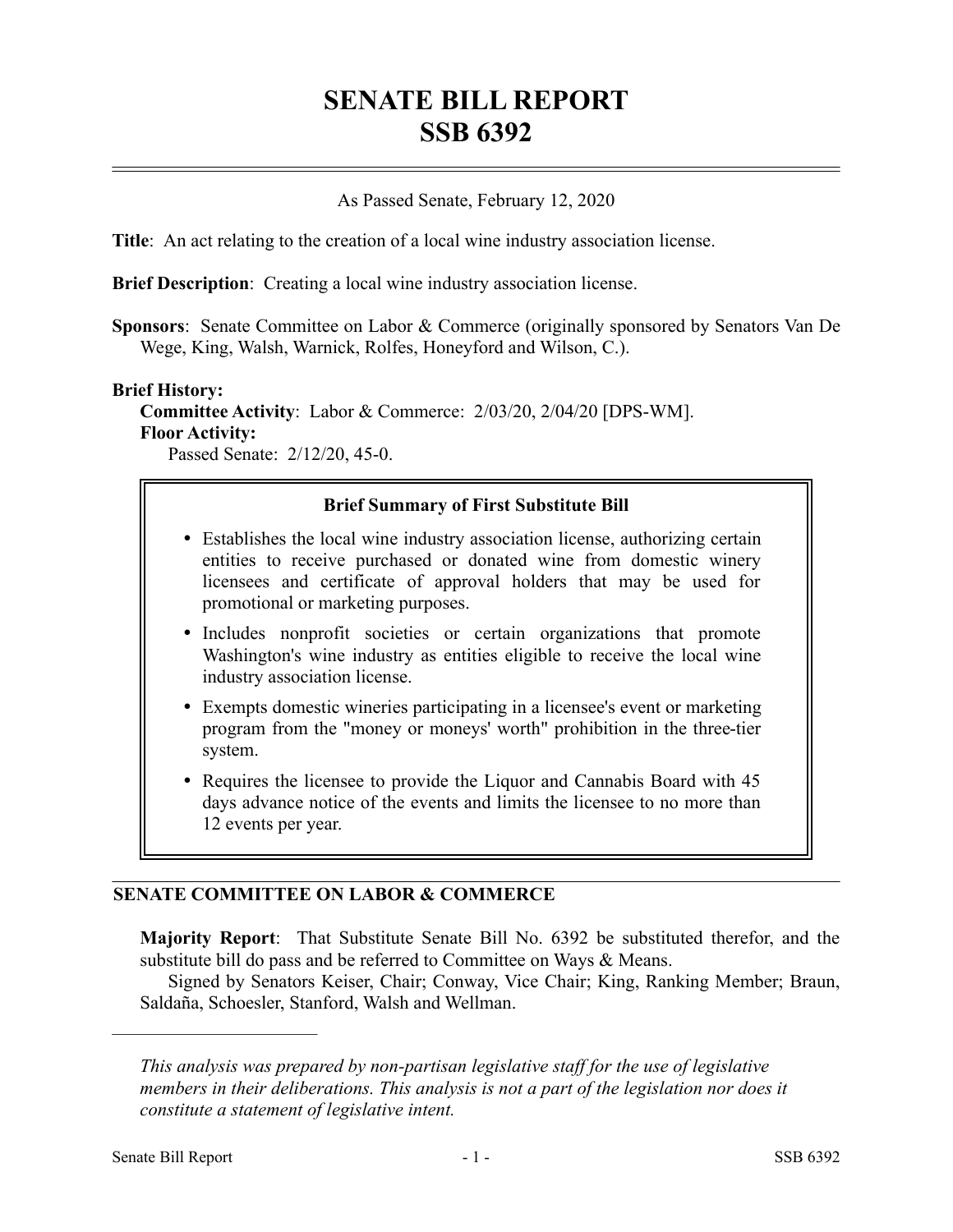# SENATE BILL REPORT
# SSB 6392

As Passed Senate, February 12, 2020

**Title**: An act relating to the creation of a local wine industry association license.

**Brief Description**: Creating a local wine industry association license.

**Sponsors**: Senate Committee on Labor & Commerce (originally sponsored by Senators Van De Wege, King, Walsh, Warnick, Rolfes, Honeyford and Wilson, C.).

**Brief History:**

**Committee Activity**: Labor & Commerce: 2/03/20, 2/04/20 [DPS-WM].

**Floor Activity:**

Passed Senate: 2/12/20, 45-0.

**Brief Summary of First Substitute Bill**

- Establishes the local wine industry association license, authorizing certain entities to receive purchased or donated wine from domestic winery licensees and certificate of approval holders that may be used for promotional or marketing purposes.
- Includes nonprofit societies or certain organizations that promote Washington's wine industry as entities eligible to receive the local wine industry association license.
- Exempts domestic wineries participating in a licensee's event or marketing program from the "money or moneys' worth" prohibition in the three-tier system.
- Requires the licensee to provide the Liquor and Cannabis Board with 45 days advance notice of the events and limits the licensee to no more than 12 events per year.

## SENATE COMMITTEE ON LABOR & COMMERCE

**Majority Report**: That Substitute Senate Bill No. 6392 be substituted therefor, and the substitute bill do pass and be referred to Committee on Ways & Means.

Signed by Senators Keiser, Chair; Conway, Vice Chair; King, Ranking Member; Braun, Saldaña, Schoesler, Stanford, Walsh and Wellman.

---

*This analysis was prepared by non-partisan legislative staff for the use of legislative members in their deliberations. This analysis is not a part of the legislation nor does it constitute a statement of legislative intent.*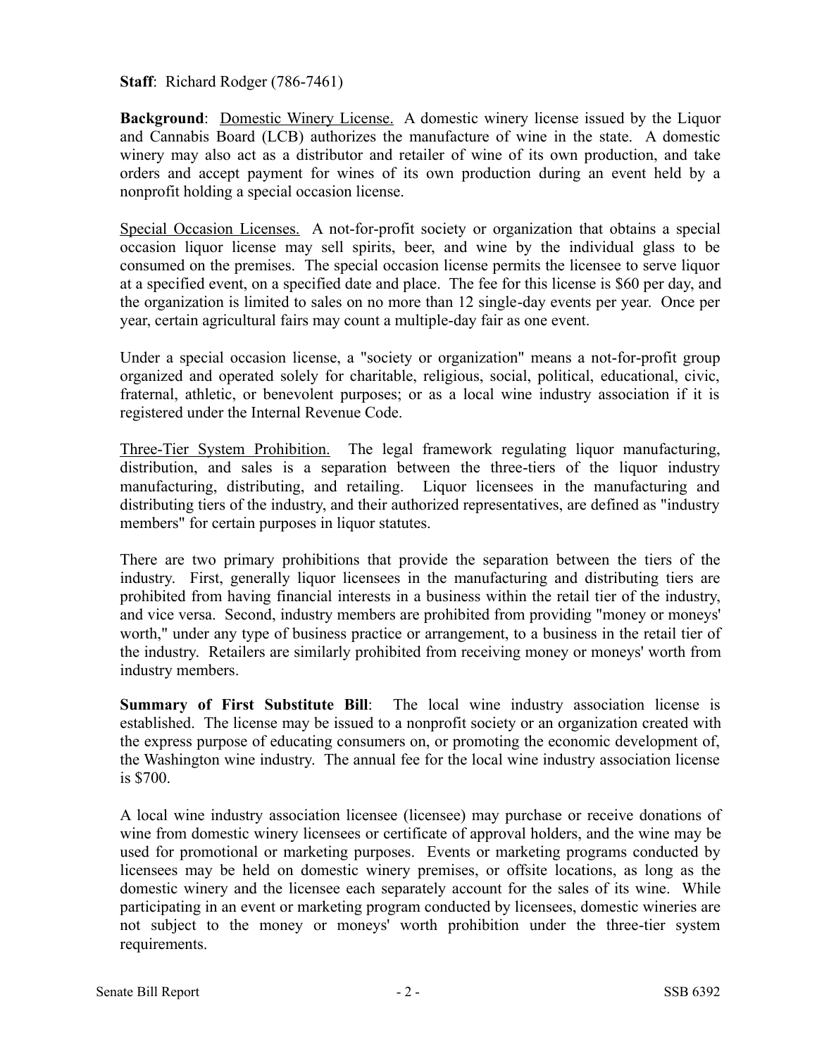**Staff**: Richard Rodger (786-7461)

**Background**: Domestic Winery License. A domestic winery license issued by the Liquor and Cannabis Board (LCB) authorizes the manufacture of wine in the state. A domestic winery may also act as a distributor and retailer of wine of its own production, and take orders and accept payment for wines of its own production during an event held by a nonprofit holding a special occasion license.

Special Occasion Licenses. A not-for-profit society or organization that obtains a special occasion liquor license may sell spirits, beer, and wine by the individual glass to be consumed on the premises. The special occasion license permits the licensee to serve liquor at a specified event, on a specified date and place. The fee for this license is $60 per day, and the organization is limited to sales on no more than 12 single-day events per year. Once per year, certain agricultural fairs may count a multiple-day fair as one event.

Under a special occasion license, a "society or organization" means a not-for-profit group organized and operated solely for charitable, religious, social, political, educational, civic, fraternal, athletic, or benevolent purposes; or as a local wine industry association if it is registered under the Internal Revenue Code.

Three-Tier System Prohibition. The legal framework regulating liquor manufacturing, distribution, and sales is a separation between the three-tiers of the liquor industry manufacturing, distributing, and retailing. Liquor licensees in the manufacturing and distributing tiers of the industry, and their authorized representatives, are defined as "industry members" for certain purposes in liquor statutes.

There are two primary prohibitions that provide the separation between the tiers of the industry. First, generally liquor licensees in the manufacturing and distributing tiers are prohibited from having financial interests in a business within the retail tier of the industry, and vice versa. Second, industry members are prohibited from providing "money or moneys' worth," under any type of business practice or arrangement, to a business in the retail tier of the industry. Retailers are similarly prohibited from receiving money or moneys' worth from industry members.

**Summary of First Substitute Bill**: The local wine industry association license is established. The license may be issued to a nonprofit society or an organization created with the express purpose of educating consumers on, or promoting the economic development of, the Washington wine industry. The annual fee for the local wine industry association license is $700.

A local wine industry association licensee (licensee) may purchase or receive donations of wine from domestic winery licensees or certificate of approval holders, and the wine may be used for promotional or marketing purposes. Events or marketing programs conducted by licensees may be held on domestic winery premises, or offsite locations, as long as the domestic winery and the licensee each separately account for the sales of its wine. While participating in an event or marketing program conducted by licensees, domestic wineries are not subject to the money or moneys' worth prohibition under the three-tier system requirements.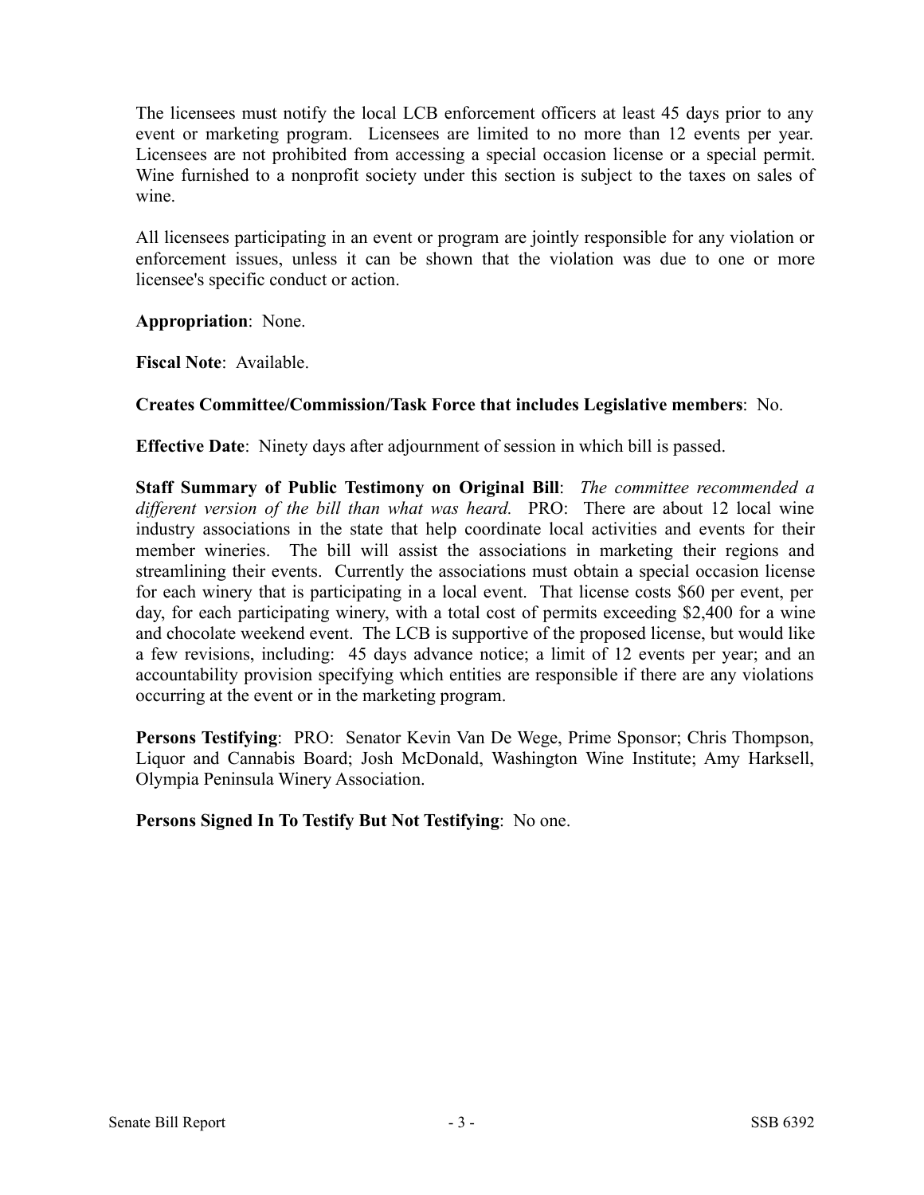The licensees must notify the local LCB enforcement officers at least 45 days prior to any event or marketing program. Licensees are limited to no more than 12 events per year. Licensees are not prohibited from accessing a special occasion license or a special permit. Wine furnished to a nonprofit society under this section is subject to the taxes on sales of wine.

All licensees participating in an event or program are jointly responsible for any violation or enforcement issues, unless it can be shown that the violation was due to one or more licensee's specific conduct or action.

**Appropriation**: None.

**Fiscal Note**: Available.

**Creates Committee/Commission/Task Force that includes Legislative members**: No.

**Effective Date**: Ninety days after adjournment of session in which bill is passed.

**Staff Summary of Public Testimony on Original Bill**: *The committee recommended a different version of the bill than what was heard.* PRO: There are about 12 local wine industry associations in the state that help coordinate local activities and events for their member wineries. The bill will assist the associations in marketing their regions and streamlining their events. Currently the associations must obtain a special occasion license for each winery that is participating in a local event. That license costs $60 per event, per day, for each participating winery, with a total cost of permits exceeding $2,400 for a wine and chocolate weekend event. The LCB is supportive of the proposed license, but would like a few revisions, including: 45 days advance notice; a limit of 12 events per year; and an accountability provision specifying which entities are responsible if there are any violations occurring at the event or in the marketing program.

**Persons Testifying**: PRO: Senator Kevin Van De Wege, Prime Sponsor; Chris Thompson, Liquor and Cannabis Board; Josh McDonald, Washington Wine Institute; Amy Harksell, Olympia Peninsula Winery Association.

**Persons Signed In To Testify But Not Testifying**: No one.